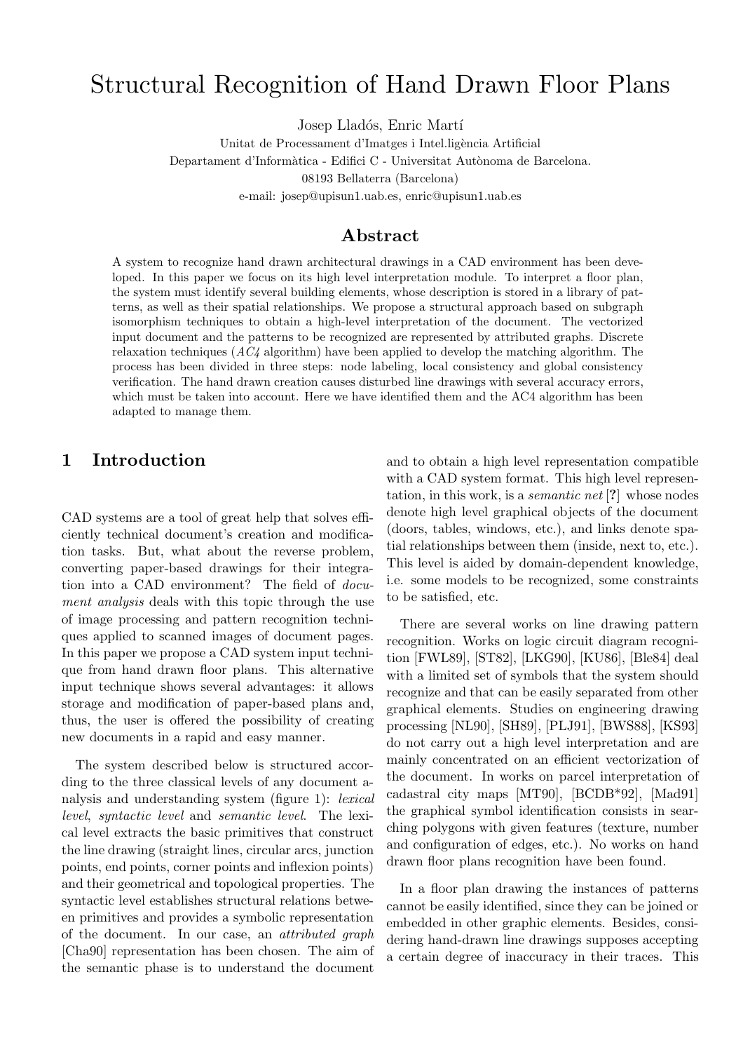# Structural Recognition of Hand Drawn Floor Plans

Josep Lladós, Enric Martí

Unitat de Processament d'Imatges i Intel.ligència Artificial

Departament d'Informàtica - Edifici C - Universitat Autònoma de Barcelona.

08193 Bellaterra (Barcelona)

e-mail: josep@upisun1.uab.es, enric@upisun1.uab.es

## Abstract

A system to recognize hand drawn architectural drawings in a CAD environment has been developed. In this paper we focus on its high level interpretation module. To interpret a floor plan, the system must identify several building elements, whose description is stored in a library of patterns, as well as their spatial relationships. We propose a structural approach based on subgraph isomorphism techniques to obtain a high-level interpretation of the document. The vectorized input document and the patterns to be recognized are represented by attributed graphs. Discrete relaxation techniques (*AC4* algorithm) have been applied to develop the matching algorithm. The process has been divided in three steps: node labeling, local consistency and global consistency verification. The hand drawn creation causes disturbed line drawings with several accuracy errors, which must be taken into account. Here we have identified them and the AC4 algorithm has been adapted to manage them.

## 1 Introduction

CAD systems are a tool of great help that solves efficiently technical document's creation and modification tasks. But, what about the reverse problem, converting paper-based drawings for their integration into a CAD environment? The field of *document analysis* deals with this topic through the use of image processing and pattern recognition techniques applied to scanned images of document pages. In this paper we propose a CAD system input technique from hand drawn floor plans. This alternative input technique shows several advantages: it allows storage and modification of paper-based plans and, thus, the user is offered the possibility of creating new documents in a rapid and easy manner.

The system described below is structured according to the three classical levels of any document analysis and understanding system (figure 1): *lexical level*, *syntactic level* and *semantic level*. The lexical level extracts the basic primitives that construct the line drawing (straight lines, circular arcs, junction points, end points, corner points and inflexion points) and their geometrical and topological properties. The syntactic level establishes structural relations between primitives and provides a symbolic representation of the document. In our case, an *attributed graph* [Cha90] representation has been chosen. The aim of the semantic phase is to understand the document and to obtain a high level representation compatible with a CAD system format. This high level representation, in this work, is a *semantic net* [?] whose nodes denote high level graphical objects of the document (doors, tables, windows, etc.), and links denote spatial relationships between them (inside, next to, etc.). This level is aided by domain-dependent knowledge, i.e. some models to be recognized, some constraints to be satisfied, etc.

There are several works on line drawing pattern recognition. Works on logic circuit diagram recognition [FWL89], [ST82], [LKG90], [KU86], [Ble84] deal with a limited set of symbols that the system should recognize and that can be easily separated from other graphical elements. Studies on engineering drawing processing [NL90], [SH89], [PLJ91], [BWS88], [KS93] do not carry out a high level interpretation and are mainly concentrated on an efficient vectorization of the document. In works on parcel interpretation of cadastral city maps [MT90], [BCDB*92], [Mad91] the graphical symbol identification consists in searching polygons with given features (texture, number and configuration of edges, etc.). No works on hand drawn floor plans recognition have been found.

In a floor plan drawing the instances of patterns cannot be easily identified, since they can be joined or embedded in other graphic elements. Besides, considering hand-drawn line drawings supposes accepting a certain degree of inaccuracy in their traces. This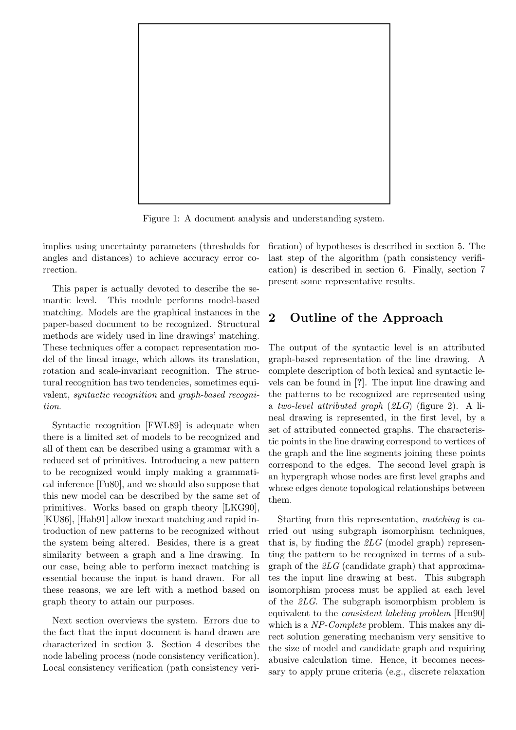Figure 1: A document analysis and understanding system.

implies using uncertainty parameters (thresholds for angles and distances) to achieve accuracy error correction.

This paper is actually devoted to describe the semantic level. This module performs model-based matching. Models are the graphical instances in the paper-based document to be recognized. Structural methods are widely used in line drawings' matching. These techniques offer a compact representation model of the lineal image, which allows its translation, rotation and scale-invariant recognition. The structural recognition has two tendencies, sometimes equivalent, *syntactic recognition* and *graph-based recognition*.

Syntactic recognition [FWL89] is adequate when there is a limited set of models to be recognized and all of them can be described using a grammar with a reduced set of primitives. Introducing a new pattern to be recognized would imply making a grammatical inference [Fu80], and we should also suppose that this new model can be described by the same set of primitives. Works based on graph theory [LKG90], [KU86], [Hab91] allow inexact matching and rapid introduction of new patterns to be recognized without the system being altered. Besides, there is a great similarity between a graph and a line drawing. In our case, being able to perform inexact matching is essential because the input is hand drawn. For all these reasons, we are left with a method based on graph theory to attain our purposes.

Next section overviews the system. Errors due to the fact that the input document is hand drawn are characterized in section 3. Section 4 describes the node labeling process (node consistency verification). Local consistency verification (path consistency verification) of hypotheses is described in section 5. The last step of the algorithm (path consistency verification) is described in section 6. Finally, section 7 present some representative results.

## 2 Outline of the Approach

The output of the syntactic level is an attributed graph-based representation of the line drawing. A complete description of both lexical and syntactic levels can be found in [**?**]. The input line drawing and the patterns to be recognized are represented using a *two-level attributed graph* (*2LG*) (figure 2). A lineal drawing is represented, in the first level, by a set of attributed connected graphs. The characteristic points in the line drawing correspond to vertices of the graph and the line segments joining these points correspond to the edges. The second level graph is an hypergraph whose nodes are first level graphs and whose edges denote topological relationships between them.

Starting from this representation, *matching* is carried out using subgraph isomorphism techniques, that is, by finding the *2LG* (model graph) representing the pattern to be recognized in terms of a subgraph of the *2LG* (candidate graph) that approximates the input line drawing at best. This subgraph isomorphism process must be applied at each level of the *2LG*. The subgraph isomorphism problem is equivalent to the *consistent labeling problem* [Hen90] which is a *NP-Complete* problem. This makes any direct solution generating mechanism very sensitive to the size of model and candidate graph and requiring abusive calculation time. Hence, it becomes necessary to apply prune criteria (e.g., discrete relaxation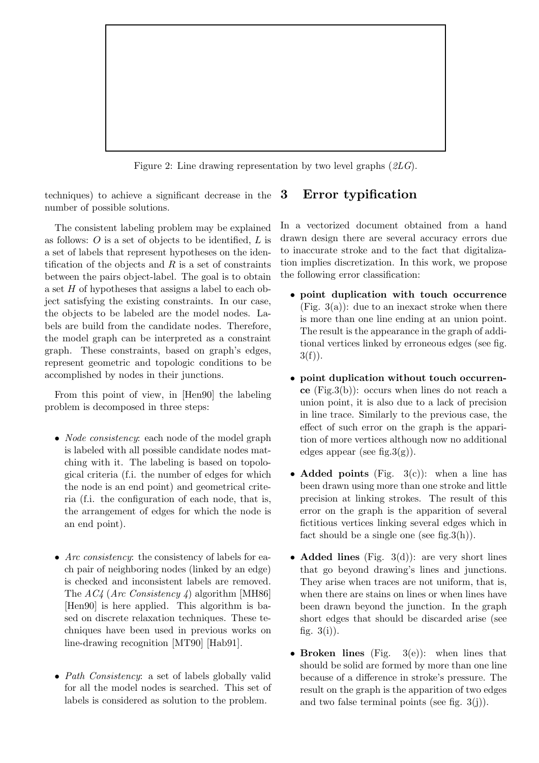Figure 2: Line drawing representation by two level graphs (*2LG*).

techniques) to achieve a significant decrease in the number of possible solutions.

The consistent labeling problem may be explained as follows: $O$ is a set of objects to be identified, $L$ is a set of labels that represent hypotheses on the identification of the objects and $R$ is a set of constraints between the pairs object-label. The goal is to obtain a set $H$ of hypotheses that assigns a label to each object satisfying the existing constraints. In our case, the objects to be labeled are the model nodes. Labels are build from the candidate nodes. Therefore, the model graph can be interpreted as a constraint graph. These constraints, based on graph's edges, represent geometric and topologic conditions to be accomplished by nodes in their junctions.

From this point of view, in [Hen90] the labeling problem is decomposed in three steps:

- *Node consistency*: each node of the model graph is labeled with all possible candidate nodes matching with it. The labeling is based on topological criteria (f.i. the number of edges for which the node is an end point) and geometrical criteria (f.i. the configuration of each node, that is, the arrangement of edges for which the node is an end point).

- *Arc consistency*: the consistency of labels for each pair of neighboring nodes (linked by an edge) is checked and inconsistent labels are removed. The *AC4* (*Arc Consistency 4*) algorithm [MH86] [Hen90] is here applied. This algorithm is based on discrete relaxation techniques. These techniques have been used in previous works on line-drawing recognition [MT90] [Hab91].

- *Path Consistency*: a set of labels globally valid for all the model nodes is searched. This set of labels is considered as solution to the problem.

# 3 Error typification

In a vectorized document obtained from a hand drawn design there are several accuracy errors due to inaccurate stroke and to the fact that digitalization implies discretization. In this work, we propose the following error classification:

- **point duplication with touch occurrence** (Fig. 3(a)): due to an inexact stroke when there is more than one line ending at an union point. The result is the appearance in the graph of additional vertices linked by erroneous edges (see fig. 3(f)).

- **point duplication without touch occurrence** (Fig.3(b)): occurs when lines do not reach a union point, it is also due to a lack of precision in line trace. Similarly to the previous case, the effect of such error on the graph is the apparition of more vertices although now no additional edges appear (see fig.3(g)).

- **Added points** (Fig. 3(c)): when a line has been drawn using more than one stroke and little precision at linking strokes. The result of this error on the graph is the apparition of several fictitious vertices linking several edges which in fact should be a single one (see fig.3(h)).

- **Added lines** (Fig. 3(d)): are very short lines that go beyond drawing's lines and junctions. They arise when traces are not uniform, that is, when there are stains on lines or when lines have been drawn beyond the junction. In the graph short edges that should be discarded arise (see fig. 3(i)).

- **Broken lines** (Fig. 3(e)): when lines that should be solid are formed by more than one line because of a difference in stroke's pressure. The result on the graph is the apparition of two edges and two false terminal points (see fig. 3(j)).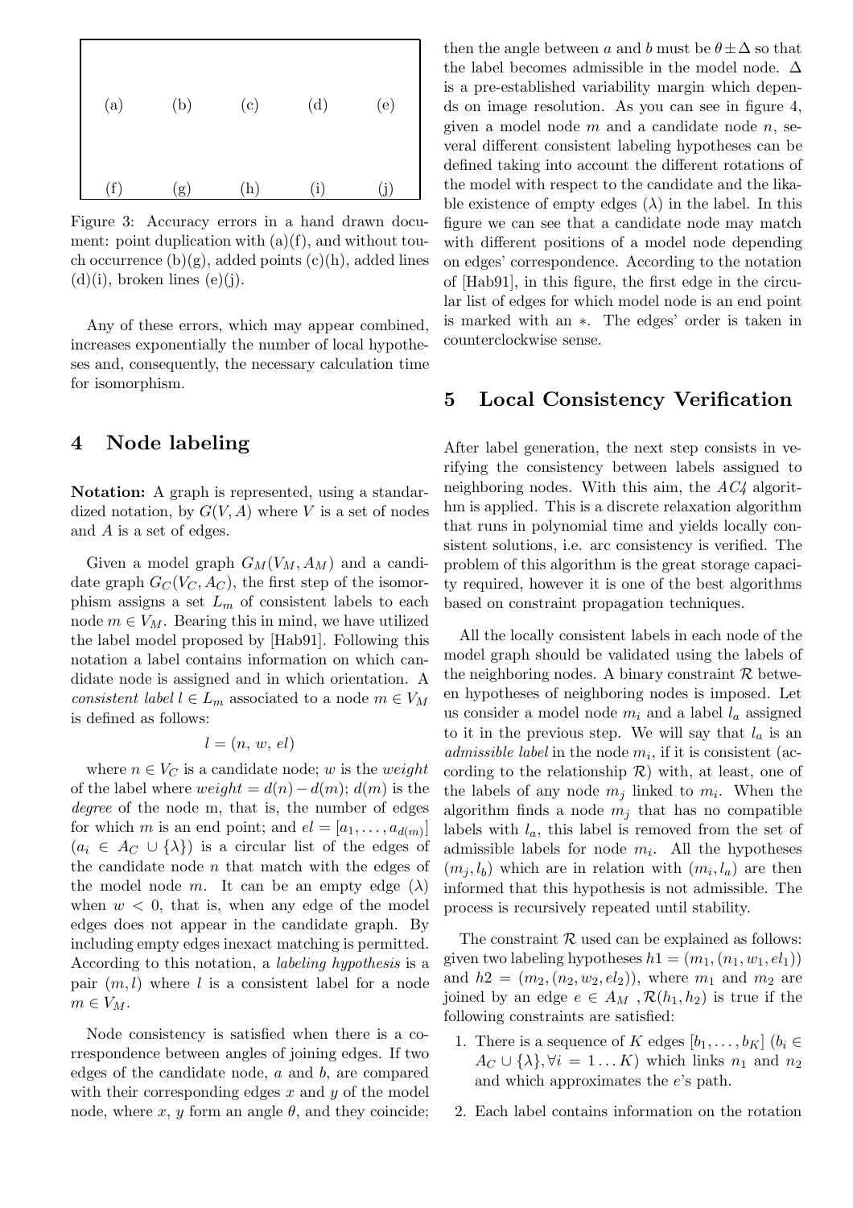| (a) | (b) | (c) | (d) | (e) |
|---|---|---|---|---|
| (f) | (g) | (h) | (i) | (j) |

Figure 3: Accuracy errors in a hand drawn document: point duplication with (a)(f), and without touch occurrence (b)(g), added points (c)(h), added lines (d)(i), broken lines (e)(j).

Any of these errors, which may appear combined, increases exponentially the number of local hypotheses and, consequently, the necessary calculation time for isomorphism.

## 4 Node labeling

**Notation:** A graph is represented, using a standardized notation, by $G(V, A)$ where $V$ is a set of nodes and $A$ is a set of edges.

Given a model graph $G_M(V_M, A_M)$ and a candidate graph $G_C(V_C, A_C)$, the first step of the isomorphism assigns a set $L_m$ of consistent labels to each node $m \in V_M$. Bearing this in mind, we have utilized the label model proposed by [Hab91]. Following this notation a label contains information on which candidate node is assigned and in which orientation. A *consistent label* $l \in L_m$ associated to a node $m \in V_M$ is defined as follows:

$$l = (n,\ w,\ el)$$

where $n \in V_C$ is a candidate node; $w$ is the *weight* of the label where $weight = d(n) - d(m)$; $d(m)$ is the *degree* of the node m, that is, the number of edges for which $m$ is an end point; and $el = [a_1, \ldots, a_{d(m)}]$ ($a_i \in A_C \cup \{\lambda\}$) is a circular list of the edges of the candidate node $n$ that match with the edges of the model node $m$. It can be an empty edge ($\lambda$) when $w < 0$, that is, when any edge of the model edges does not appear in the candidate graph. By including empty edges inexact matching is permitted. According to this notation, a *labeling hypothesis* is a pair $(m, l)$ where $l$ is a consistent label for a node $m \in V_M$.

Node consistency is satisfied when there is a correspondence between angles of joining edges. If two edges of the candidate node, $a$ and $b$, are compared with their corresponding edges $x$ and $y$ of the model node, where $x$, $y$ form an angle $\theta$, and they coincide; then the angle between $a$ and $b$ must be $\theta \pm \Delta$ so that the label becomes admissible in the model node. $\Delta$ is a pre-established variability margin which depends on image resolution. As you can see in figure 4, given a model node $m$ and a candidate node $n$, several different consistent labeling hypotheses can be defined taking into account the different rotations of the model with respect to the candidate and the likable existence of empty edges ($\lambda$) in the label. In this figure we can see that a candidate node may match with different positions of a model node depending on edges' correspondence. According to the notation of [Hab91], in this figure, the first edge in the circular list of edges for which model node is an end point is marked with an $*$. The edges' order is taken in counterclockwise sense.

## 5 Local Consistency Verification

After label generation, the next step consists in verifying the consistency between labels assigned to neighboring nodes. With this aim, the *AC4* algorithm is applied. This is a discrete relaxation algorithm that runs in polynomial time and yields locally consistent solutions, i.e. arc consistency is verified. The problem of this algorithm is the great storage capacity required, however it is one of the best algorithms based on constraint propagation techniques.

All the locally consistent labels in each node of the model graph should be validated using the labels of the neighboring nodes. A binary constraint $\mathcal{R}$ between hypotheses of neighboring nodes is imposed. Let us consider a model node $m_i$ and a label $l_a$ assigned to it in the previous step. We will say that $l_a$ is an *admissible label* in the node $m_i$, if it is consistent (according to the relationship $\mathcal{R}$) with, at least, one of the labels of any node $m_j$ linked to $m_i$. When the algorithm finds a node $m_j$ that has no compatible labels with $l_a$, this label is removed from the set of admissible labels for node $m_i$. All the hypotheses $(m_j, l_b)$ which are in relation with $(m_i, l_a)$ are then informed that this hypothesis is not admissible. The process is recursively repeated until stability.

The constraint $\mathcal{R}$ used can be explained as follows: given two labeling hypotheses $h1 = (m_1, (n_1, w_1, el_1))$ and $h2 = (m_2, (n_2, w_2, el_2))$, where $m_1$ and $m_2$ are joined by an edge $e \in A_M$ , $\mathcal{R}(h_1, h_2)$ is true if the following constraints are satisfied:

1. There is a sequence of $K$ edges $[b_1, \ldots, b_K]$ ($b_i \in A_C \cup \{\lambda\}, \forall i = 1 \ldots K$) which links $n_1$ and $n_2$ and which approximates the $e$'s path.
2. Each label contains information on the rotation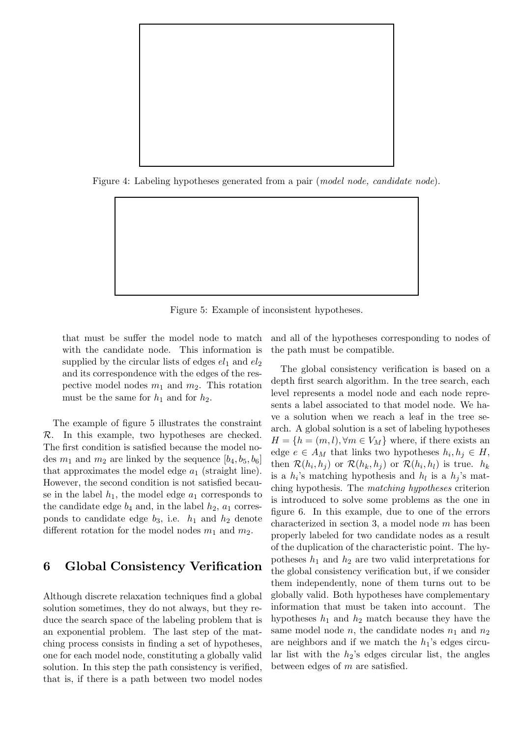Figure 4: Labeling hypotheses generated from a pair (*model node, candidate node*).

Figure 5: Example of inconsistent hypotheses.

that must be suffer the model node to match with the candidate node. This information is supplied by the circular lists of edges $el_1$ and $el_2$ and its correspondence with the edges of the respective model nodes $m_1$ and $m_2$. This rotation must be the same for $h_1$ and for $h_2$.

The example of figure 5 illustrates the constraint $\mathcal{R}$. In this example, two hypotheses are checked. The first condition is satisfied because the model nodes $m_1$ and $m_2$ are linked by the sequence $[b_4, b_5, b_6]$ that approximates the model edge $a_1$ (straight line). However, the second condition is not satisfied because in the label $h_1$, the model edge $a_1$ corresponds to the candidate edge $b_4$ and, in the label $h_2$, $a_1$ corresponds to candidate edge $b_3$, i.e. $h_1$ and $h_2$ denote different rotation for the model nodes $m_1$ and $m_2$.

## 6 Global Consistency Verification

Although discrete relaxation techniques find a global solution sometimes, they do not always, but they reduce the search space of the labeling problem that is an exponential problem. The last step of the matching process consists in finding a set of hypotheses, one for each model node, constituting a globally valid solution. In this step the path consistency is verified, that is, if there is a path between two model nodes and all of the hypotheses corresponding to nodes of the path must be compatible.

The global consistency verification is based on a depth first search algorithm. In the tree search, each level represents a model node and each node represents a label associated to that model node. We have a solution when we reach a leaf in the tree search. A global solution is a set of labeling hypotheses $H = \{h = (m, l), \forall m \in V_M\}$ where, if there exists an edge $e \in A_M$ that links two hypotheses $h_i, h_j \in H$, then $\mathcal{R}(h_i, h_j)$ or $\mathcal{R}(h_k, h_j)$ or $\mathcal{R}(h_i, h_l)$ is true. $h_k$ is a $h_i$'s matching hypothesis and $h_l$ is a $h_j$'s matching hypothesis. The *matching hypotheses* criterion is introduced to solve some problems as the one in figure 6. In this example, due to one of the errors characterized in section 3, a model node $m$ has been properly labeled for two candidate nodes as a result of the duplication of the characteristic point. The hypotheses $h_1$ and $h_2$ are two valid interpretations for the global consistency verification but, if we consider them independently, none of them turns out to be globally valid. Both hypotheses have complementary information that must be taken into account. The hypotheses $h_1$ and $h_2$ match because they have the same model node $n$, the candidate nodes $n_1$ and $n_2$ are neighbors and if we match the $h_1$'s edges circular list with the $h_2$'s edges circular list, the angles between edges of $m$ are satisfied.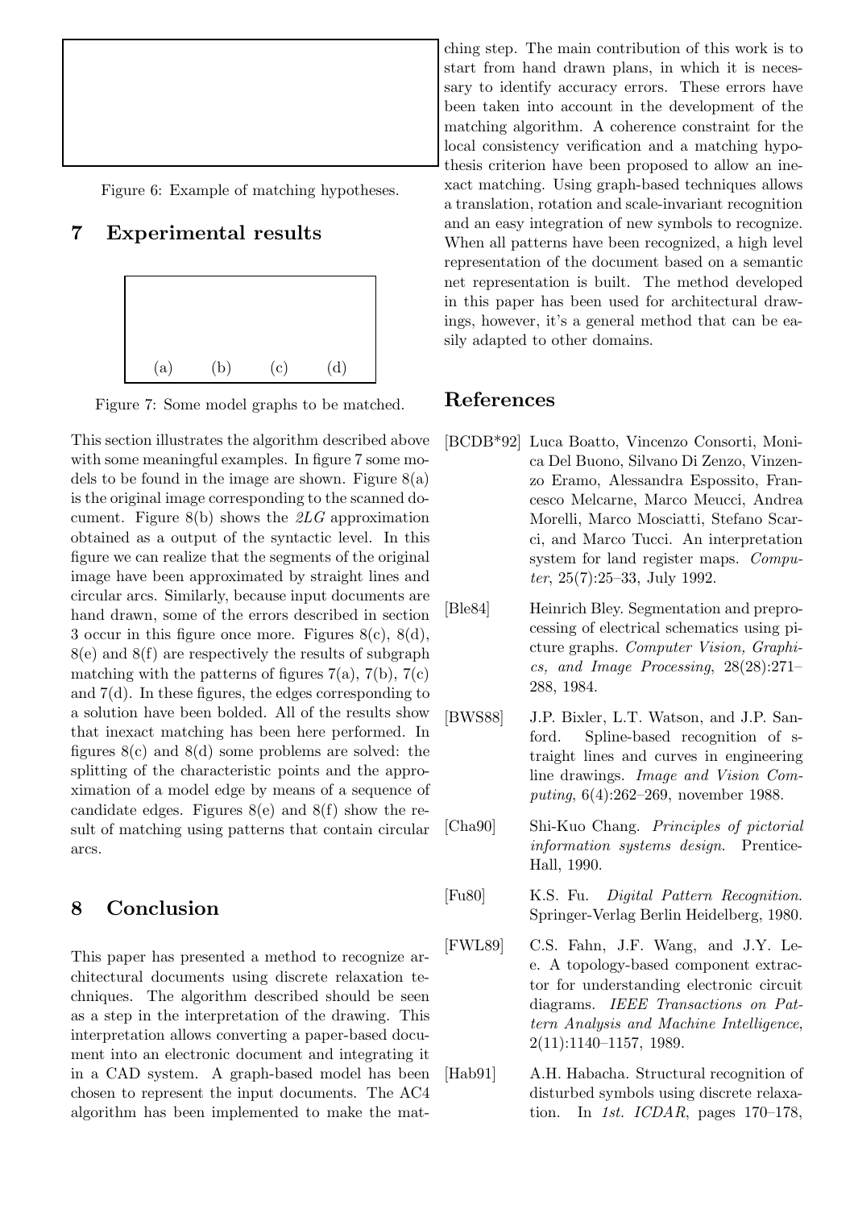Figure 6: Example of matching hypotheses.

## 7 Experimental results

(a) (b) (c) (d)

Figure 7: Some model graphs to be matched.

This section illustrates the algorithm described above with some meaningful examples. In figure 7 some models to be found in the image are shown. Figure 8(a) is the original image corresponding to the scanned document. Figure 8(b) shows the *2LG* approximation obtained as a output of the syntactic level. In this figure we can realize that the segments of the original image have been approximated by straight lines and circular arcs. Similarly, because input documents are hand drawn, some of the errors described in section 3 occur in this figure once more. Figures 8(c), 8(d), 8(e) and 8(f) are respectively the results of subgraph matching with the patterns of figures 7(a), 7(b), 7(c) and 7(d). In these figures, the edges corresponding to a solution have been bolded. All of the results show that inexact matching has been here performed. In figures 8(c) and 8(d) some problems are solved: the splitting of the characteristic points and the approximation of a model edge by means of a sequence of candidate edges. Figures 8(e) and 8(f) show the result of matching using patterns that contain circular arcs.

## 8 Conclusion

This paper has presented a method to recognize architectural documents using discrete relaxation techniques. The algorithm described should be seen as a step in the interpretation of the drawing. This interpretation allows converting a paper-based document into an electronic document and integrating it in a CAD system. A graph-based model has been chosen to represent the input documents. The AC4 algorithm has been implemented to make the matching step. The main contribution of this work is to start from hand drawn plans, in which it is necessary to identify accuracy errors. These errors have been taken into account in the development of the matching algorithm. A coherence constraint for the local consistency verification and a matching hypothesis criterion have been proposed to allow an inexact matching. Using graph-based techniques allows a translation, rotation and scale-invariant recognition and an easy integration of new symbols to recognize. When all patterns have been recognized, a high level representation of the document based on a semantic net representation is built. The method developed in this paper has been used for architectural drawings, however, it's a general method that can be easily adapted to other domains.

## References

[BCDB*92] Luca Boatto, Vincenzo Consorti, Monica Del Buono, Silvano Di Zenzo, Vinzenzo Eramo, Alessandra Espossito, Francesco Melcarne, Marco Meucci, Andrea Morelli, Marco Mosciatti, Stefano Scarci, and Marco Tucci. An interpretation system for land register maps. *Computer*, 25(7):25–33, July 1992.

[Ble84] Heinrich Bley. Segmentation and preprocessing of electrical schematics using picture graphs. *Computer Vision, Graphics, and Image Processing*, 28(28):271–288, 1984.

[BWS88] J.P. Bixler, L.T. Watson, and J.P. Sanford. Spline-based recognition of straight lines and curves in engineering line drawings. *Image and Vision Computing*, 6(4):262–269, november 1988.

[Cha90] Shi-Kuo Chang. *Principles of pictorial information systems design*. Prentice-Hall, 1990.

[Fu80] K.S. Fu. *Digital Pattern Recognition*. Springer-Verlag Berlin Heidelberg, 1980.

[FWL89] C.S. Fahn, J.F. Wang, and J.Y. Lee. A topology-based component extractor for understanding electronic circuit diagrams. *IEEE Transactions on Pattern Analysis and Machine Intelligence*, 2(11):1140–1157, 1989.

[Hab91] A.H. Habacha. Structural recognition of disturbed symbols using discrete relaxation. In *1st. ICDAR*, pages 170–178,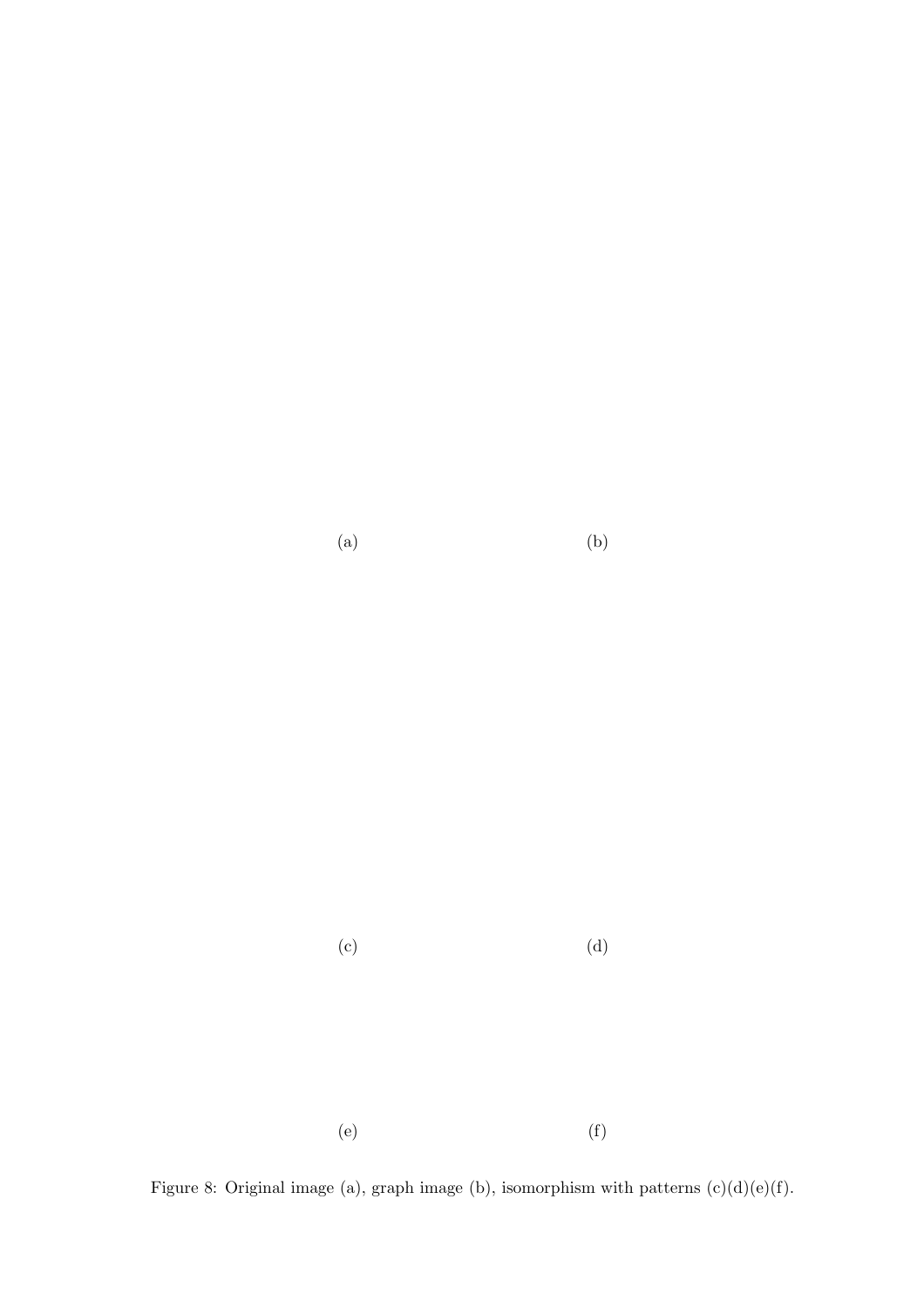(a) (b)

(c) (d)

(e) (f)

Figure 8: Original image (a), graph image (b), isomorphism with patterns (c)(d)(e)(f).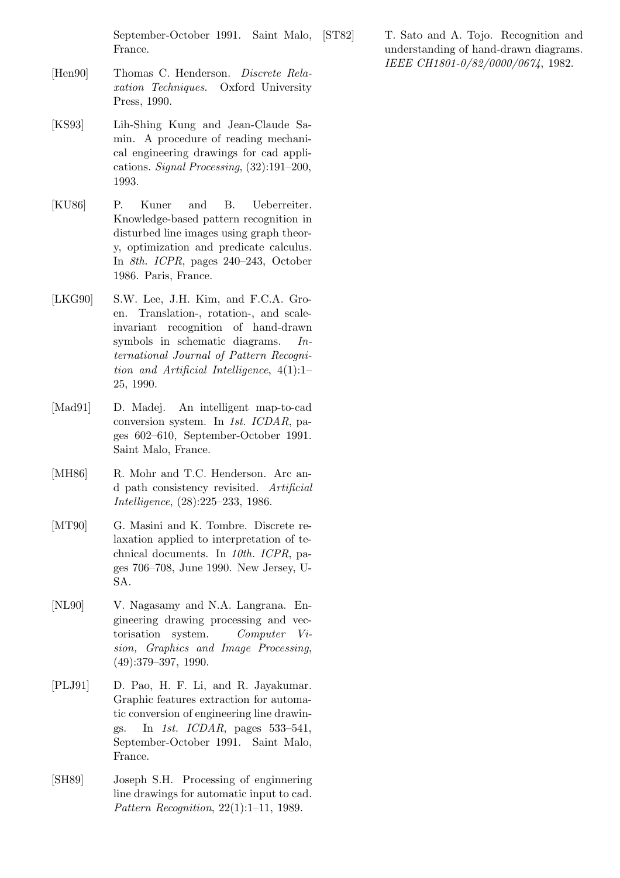September-October 1991. Saint Malo, France.

[Hen90] Thomas C. Henderson. *Discrete Relaxation Techniques*. Oxford University Press, 1990.

[KS93] Lih-Shing Kung and Jean-Claude Samin. A procedure of reading mechanical engineering drawings for cad applications. *Signal Processing*, (32):191–200, 1993.

[KU86] P. Kuner and B. Ueberreiter. Knowledge-based pattern recognition in disturbed line images using graph theory, optimization and predicate calculus. In *8th. ICPR*, pages 240–243, October 1986. Paris, France.

[LKG90] S.W. Lee, J.H. Kim, and F.C.A. Groen. Translation-, rotation-, and scale-invariant recognition of hand-drawn symbols in schematic diagrams. *International Journal of Pattern Recognition and Artificial Intelligence*, 4(1):1–25, 1990.

[Mad91] D. Madej. An intelligent map-to-cad conversion system. In *1st. ICDAR*, pages 602–610, September-October 1991. Saint Malo, France.

[MH86] R. Mohr and T.C. Henderson. Arc and path consistency revisited. *Artificial Intelligence*, (28):225–233, 1986.

[MT90] G. Masini and K. Tombre. Discrete relaxation applied to interpretation of technical documents. In *10th. ICPR*, pages 706–708, June 1990. New Jersey, USA.

[NL90] V. Nagasamy and N.A. Langrana. Engineering drawing processing and vectorisation system. *Computer Vision, Graphics and Image Processing*, (49):379–397, 1990.

[PLJ91] D. Pao, H. F. Li, and R. Jayakumar. Graphic features extraction for automatic conversion of engineering line drawings. In *1st. ICDAR*, pages 533–541, September-October 1991. Saint Malo, France.

[SH89] Joseph S.H. Processing of enginnering line drawings for automatic input to cad. *Pattern Recognition*, 22(1):1–11, 1989.

[ST82] T. Sato and A. Tojo. Recognition and understanding of hand-drawn diagrams. *IEEE CH1801-0/82/0000/0674*, 1982.